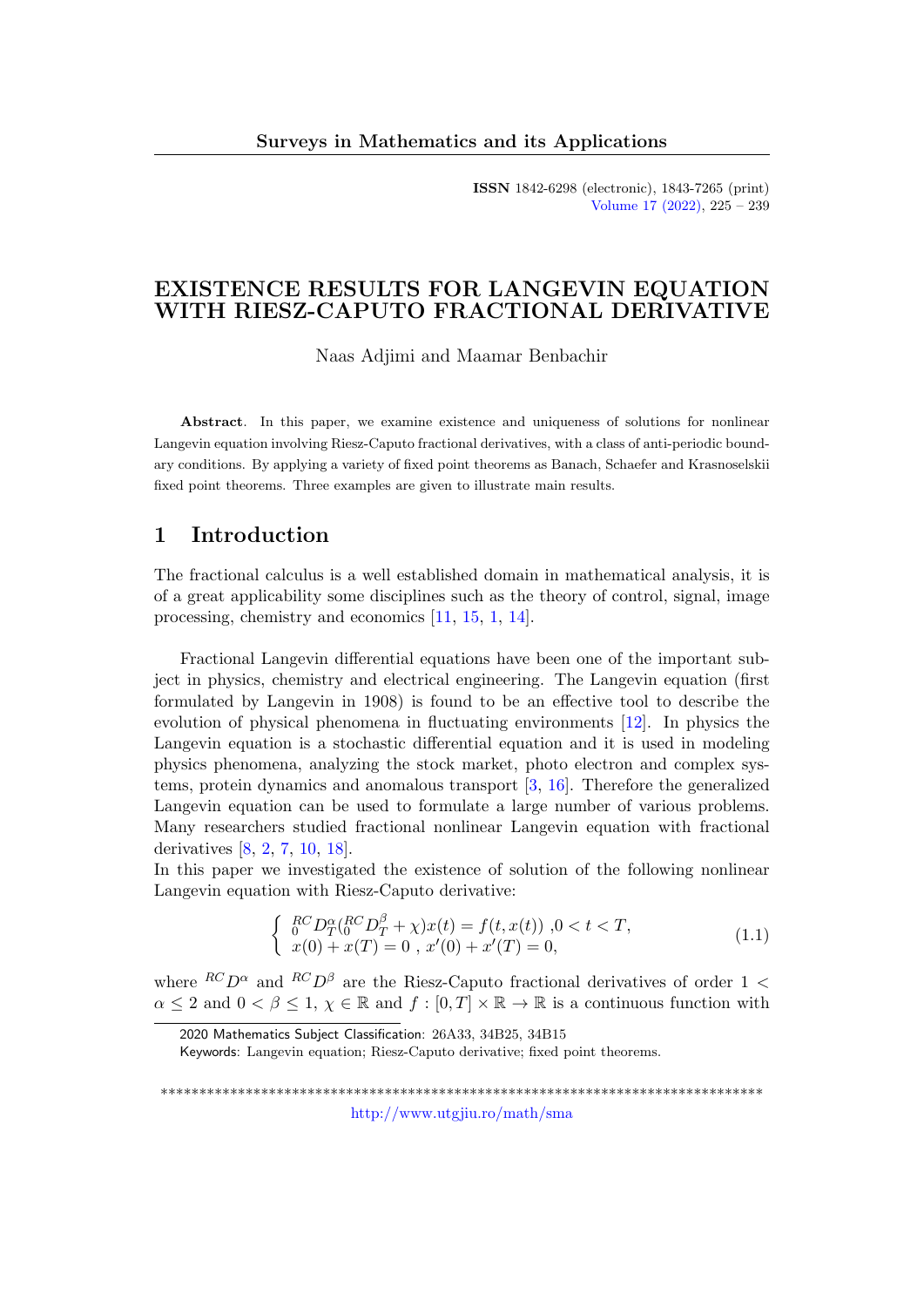# EXISTENCE RESULTS FOR LANGEVIN EQUATION WITH RIESZ-CAPUTO FRACTIONAL DERIVATIVE

Naas Adjimi and Maamar Benbachir

**Abstract**. In this paper, we examine existence and uniqueness of solutions for nonlinear Langevin equation involving Riesz-Caputo fractional derivatives, with a class of anti-periodic boundary conditions. By applying a variety of fixed point theorems as Banach, Schaefer and Krasnoselskii fixed point theorems. Three examples are given to illustrate main results.

## 1 Introduction

The fractional calculus is a well established domain in mathematical analysis, it is of a great applicability some disciplines such as the theory of control, signal, image processing, chemistry and economics [11, 15, 1, 14].

Fractional Langevin differential equations have been one of the important subject in physics, chemistry and electrical engineering. The Langevin equation (first formulated by Langevin in 1908) is found to be an effective tool to describe the evolution of physical phenomena in fluctuating environments [12]. In physics the Langevin equation is a stochastic differential equation and it is used in modeling physics phenomena, analyzing the stock market, photo electron and complex systems, protein dynamics and anomalous transport [3, 16]. Therefore the generalized Langevin equation can be used to formulate a large number of various problems. Many researchers studied fractional nonlinear Langevin equation with fractional derivatives [8, 2, 7, 10, 18].

In this paper we investigated the existence of solution of the following nonlinear Langevin equation with Riesz-Caputo derivative:

$$\begin{cases} {}^{RC}_{0}D^{\alpha}_{T}({}^{RC}_{0}D^{\beta}_{T} + \chi)x(t) = f(t, x(t)) \ ,0 < t < T, \\ x(0) + x(T) = 0 \ , \ x'(0) + x'(T) = 0, \end{cases} \tag{1.1}$$

where ${}^{RC}D^{\alpha}$ and ${}^{RC}D^{\beta}$ are the Riesz-Caputo fractional derivatives of order $1 < \alpha \leq 2$ and $0 < \beta \leq 1$, $\chi \in \mathbb{R}$ and $f : [0, T] \times \mathbb{R} \to \mathbb{R}$ is a continuous function with

2020 Mathematics Subject Classification: 26A33, 34B25, 34B15

Keywords: Langevin equation; Riesz-Caputo derivative; fixed point theorems.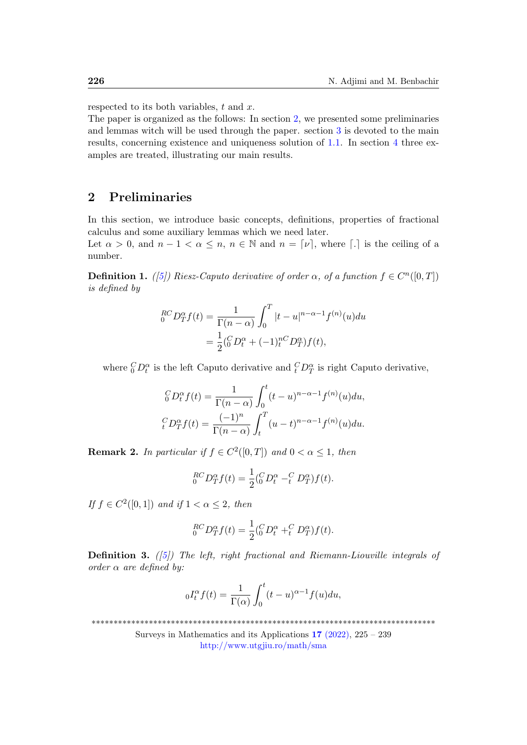respected to its both variables, $t$ and $x$.
The paper is organized as the follows: In section 2, we presented some preliminaries and lemmas witch will be used through the paper. section 3 is devoted to the main results, concerning existence and uniqueness solution of 1.1. In section 4 three examples are treated, illustrating our main results.

## 2 Preliminaries

In this section, we introduce basic concepts, definitions, properties of fractional calculus and some auxiliary lemmas which we need later.
Let $\alpha > 0$, and $n-1 < \alpha \leq n$, $n \in \mathbb{N}$ and $n = \lceil \nu \rceil$, where $\lceil . \rceil$ is the ceiling of a number.

**Definition 1.** *([5]) Riesz-Caputo derivative of order $\alpha$, of a function $f \in C^n([0,T])$ is defined by*

$$
\begin{aligned}
{}_{0}^{RC}D_{T}^{\alpha} f(t) &= \frac{1}{\Gamma(n-\alpha)} \int_0^T |t-u|^{n-\alpha-1} f^{(n)}(u) du \\
&= \frac{1}{2} ({}_{0}^{C}D_{t}^{\alpha} + (-1)^n {}_{t}^{C}D_{T}^{\alpha}) f(t),
\end{aligned}
$$

where ${}_{0}^{C}D_{t}^{\alpha}$ is the left Caputo derivative and ${}_{t}^{C}D_{T}^{\alpha}$ is right Caputo derivative,

$$
\begin{aligned}
{}_{0}^{C}D_{t}^{\alpha} f(t) &= \frac{1}{\Gamma(n-\alpha)} \int_0^t (t-u)^{n-\alpha-1} f^{(n)}(u) du, \\
{}_{t}^{C}D_{T}^{\alpha} f(t) &= \frac{(-1)^n}{\Gamma(n-\alpha)} \int_t^T (u-t)^{n-\alpha-1} f^{(n)}(u) du.
\end{aligned}
$$

**Remark 2.** *In particular if $f \in C^2([0,T])$ and $0 < \alpha \leq 1$, then*

$$
{}_{0}^{RC}D_{T}^{\alpha} f(t) = \frac{1}{2} ({}_{0}^{C}D_{t}^{\alpha} - {}_{t}^{C}D_{T}^{\alpha}) f(t).
$$

*If $f \in C^2([0,1])$ and if $1 < \alpha \leq 2$, then*

$$
{}_{0}^{RC}D_{T}^{\alpha} f(t) = \frac{1}{2} ({}_{0}^{C}D_{t}^{\alpha} + {}_{t}^{C}D_{T}^{\alpha}) f(t).
$$

**Definition 3.** *([5]) The left, right fractional and Riemann-Liouville integrals of order $\alpha$ are defined by:*

$$
{}_{0}I_{t}^{\alpha} f(t) = \frac{1}{\Gamma(\alpha)} \int_0^t (t-u)^{\alpha-1} f(u) du,
$$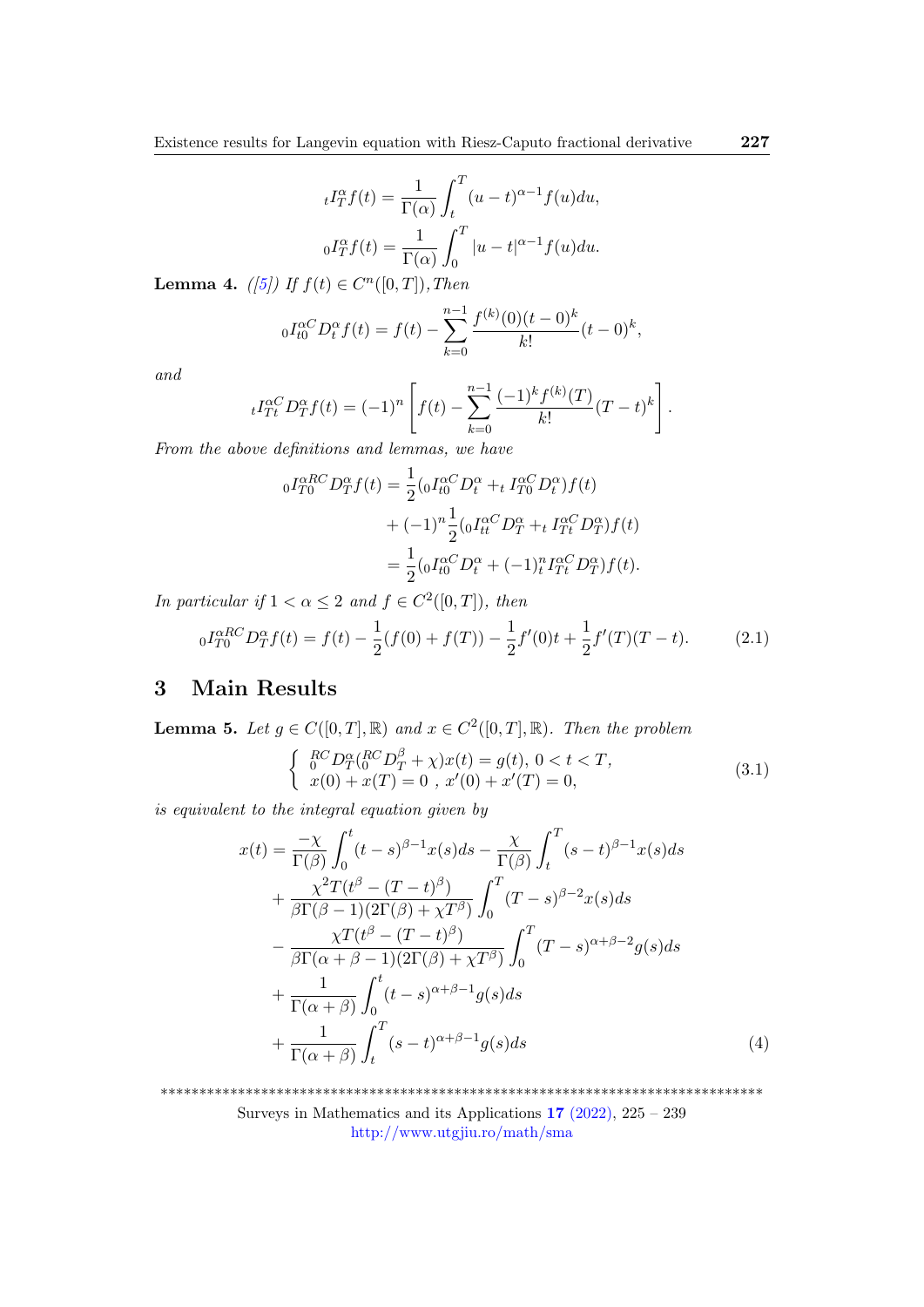$$
{}_tI_T^\alpha f(t) = \frac{1}{\Gamma(\alpha)} \int_t^T (u-t)^{\alpha-1} f(u)du,
$$

$$
{}_0I_T^\alpha f(t) = \frac{1}{\Gamma(\alpha)} \int_0^T |u-t|^{\alpha-1} f(u)du.
$$

**Lemma 4.** *([5]) If $f(t) \in C^n([0,T])$, Then*

$$
{}_0I_{t0}^{\alpha C}D_t^\alpha f(t) = f(t) - \sum_{k=0}^{n-1} \frac{f^{(k)}(0)(t-0)^k}{k!}(t-0)^k,
$$

*and*

$$
{}_tI_{Tt}^{\alpha C}D_T^\alpha f(t) = (-1)^n \left[ f(t) - \sum_{k=0}^{n-1} \frac{(-1)^k f^{(k)}(T)}{k!}(T-t)^k \right].
$$

*From the above definitions and lemmas, we have*

$$
\begin{aligned}
{}_0I_{T0}^{\alpha RC}D_T^\alpha f(t) &= \frac{1}{2}({}_0I_{t0}^{\alpha C}D_t^\alpha + {}_t I_{T0}^{\alpha C}D_t^\alpha) f(t) \\
&\quad + (-1)^n \frac{1}{2}({}_0I_{tt}^{\alpha C}D_T^\alpha + {}_t I_{Tt}^{\alpha C}D_T^\alpha) f(t) \\
&= \frac{1}{2}({}_0I_{t0}^{\alpha C}D_t^\alpha + (-1)^n_t I_{Tt}^{\alpha C}D_T^\alpha) f(t).
\end{aligned}
$$

*In particular if $1 < \alpha \leq 2$ and $f \in C^2([0,T])$, then*

$$
{}_0I_{T0}^{\alpha RC}D_T^\alpha f(t) = f(t) - \frac{1}{2}(f(0) + f(T)) - \frac{1}{2}f'(0)t + \frac{1}{2}f'(T)(T-t). \tag{2.1}
$$

# 3 Main Results

**Lemma 5.** *Let $g \in C([0,T], \mathbb{R})$ and $x \in C^2([0,T], \mathbb{R})$. Then the problem*

$$
\begin{cases} {}_0^{RC}D_T^\alpha ({}_0^{RC}D_T^\beta + \chi)x(t) = g(t), \; 0 < t < T, \\ x(0) + x(T) = 0 \;,\; x'(0) + x'(T) = 0, \end{cases} \tag{3.1}
$$

*is equivalent to the integral equation given by*

$$
\begin{aligned}
x(t) &= \frac{-\chi}{\Gamma(\beta)} \int_0^t (t-s)^{\beta-1} x(s)ds - \frac{\chi}{\Gamma(\beta)} \int_t^T (s-t)^{\beta-1} x(s)ds \\
&\quad + \frac{\chi^2 T(t^\beta - (T-t)^\beta)}{\beta\Gamma(\beta-1)(2\Gamma(\beta) + \chi T^\beta)} \int_0^T (T-s)^{\beta-2} x(s)ds \\
&\quad - \frac{\chi T(t^\beta - (T-t)^\beta)}{\beta\Gamma(\alpha+\beta-1)(2\Gamma(\beta) + \chi T^\beta)} \int_0^T (T-s)^{\alpha+\beta-2} g(s)ds \\
&\quad + \frac{1}{\Gamma(\alpha+\beta)} \int_0^t (t-s)^{\alpha+\beta-1} g(s)ds \\
&\quad + \frac{1}{\Gamma(\alpha+\beta)} \int_t^T (s-t)^{\alpha+\beta-1} g(s)ds
\end{aligned} \tag{4}
$$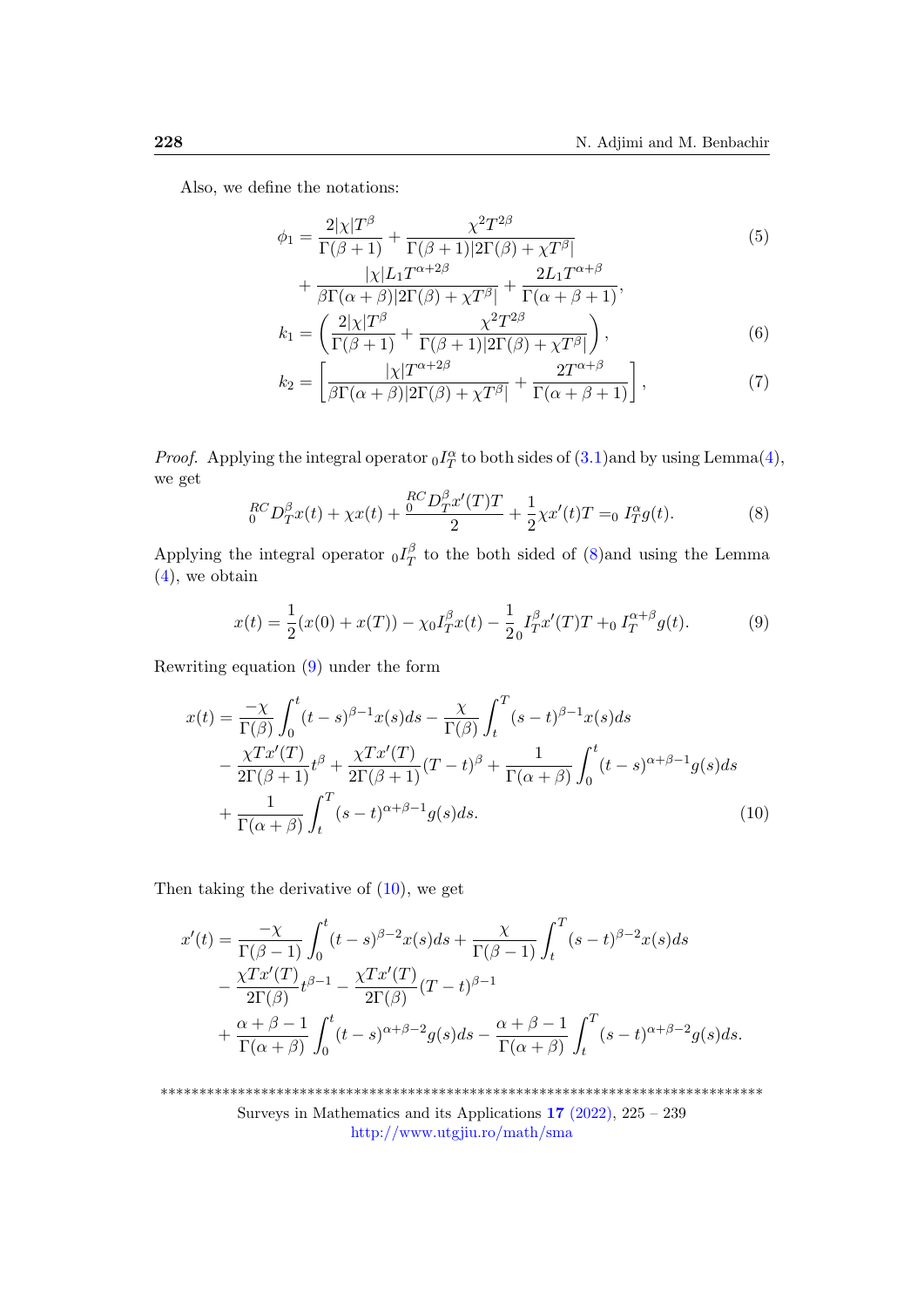Also, we define the notations:

$$
\begin{aligned}
\phi_1 &= \frac{2|\chi|T^{\beta}}{\Gamma(\beta+1)} + \frac{\chi^2 T^{2\beta}}{\Gamma(\beta+1)|2\Gamma(\beta)+\chi T^{\beta}|} \\
&\quad + \frac{|\chi| L_1 T^{\alpha+2\beta}}{\beta\Gamma(\alpha+\beta)|2\Gamma(\beta)+\chi T^{\beta}|} + \frac{2L_1 T^{\alpha+\beta}}{\Gamma(\alpha+\beta+1)},
\end{aligned} \tag{5}
$$

$$
k_1 = \left( \frac{2|\chi|T^{\beta}}{\Gamma(\beta+1)} + \frac{\chi^2 T^{2\beta}}{\Gamma(\beta+1)|2\Gamma(\beta)+\chi T^{\beta}|} \right), \tag{6}
$$

$$
k_2 = \left[ \frac{|\chi| T^{\alpha+2\beta}}{\beta\Gamma(\alpha+\beta)|2\Gamma(\beta)+\chi T^{\beta}|} + \frac{2T^{\alpha+\beta}}{\Gamma(\alpha+\beta+1)} \right], \tag{7}
$$

*Proof.* Applying the integral operator ${}_0I_T^{\alpha}$ to both sides of (3.1)and by using Lemma(4), we get

$$
{}_0^{RC}D_T^{\beta}x(t) + \chi x(t) + \frac{{}_0^{RC}D_T^{\beta}x'(T)T}{2} + \frac{1}{2}\chi x'(t)T = {}_0 I_T^{\alpha} g(t). \tag{8}
$$

Applying the integral operator ${}_0I_T^{\beta}$ to the both sided of (8)and using the Lemma (4), we obtain

$$
x(t) = \frac{1}{2}(x(0)+x(T)) - \chi {}_0I_T^{\beta}x(t) - \frac{1}{2}{}_0I_T^{\beta}x'(T)T + {}_0 I_T^{\alpha+\beta}g(t). \tag{9}
$$

Rewriting equation (9) under the form

$$
\begin{aligned}
x(t) &= \frac{-\chi}{\Gamma(\beta)}\int_0^t (t-s)^{\beta-1}x(s)ds - \frac{\chi}{\Gamma(\beta)}\int_t^T (s-t)^{\beta-1}x(s)ds \\
&\quad - \frac{\chi T x'(T)}{2\Gamma(\beta+1)}t^{\beta} + \frac{\chi T x'(T)}{2\Gamma(\beta+1)}(T-t)^{\beta} + \frac{1}{\Gamma(\alpha+\beta)}\int_0^t (t-s)^{\alpha+\beta-1}g(s)ds \\
&\quad + \frac{1}{\Gamma(\alpha+\beta)}\int_t^T (s-t)^{\alpha+\beta-1}g(s)ds.
\end{aligned} \tag{10}
$$

Then taking the derivative of (10), we get

$$
\begin{aligned}
x'(t) &= \frac{-\chi}{\Gamma(\beta-1)}\int_0^t (t-s)^{\beta-2}x(s)ds + \frac{\chi}{\Gamma(\beta-1)}\int_t^T (s-t)^{\beta-2}x(s)ds \\
&\quad - \frac{\chi T x'(T)}{2\Gamma(\beta)}t^{\beta-1} - \frac{\chi T x'(T)}{2\Gamma(\beta)}(T-t)^{\beta-1} \\
&\quad + \frac{\alpha+\beta-1}{\Gamma(\alpha+\beta)}\int_0^t (t-s)^{\alpha+\beta-2}g(s)ds - \frac{\alpha+\beta-1}{\Gamma(\alpha+\beta)}\int_t^T (s-t)^{\alpha+\beta-2}g(s)ds.
\end{aligned}
$$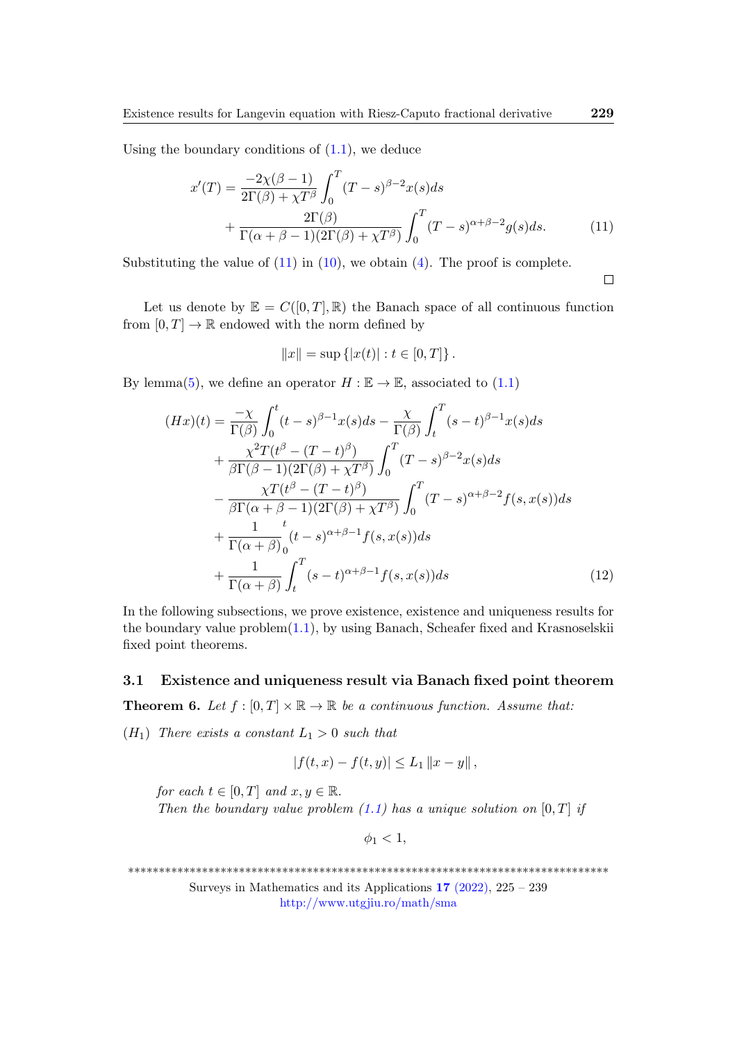Using the boundary conditions of (1.1), we deduce

$$
\begin{aligned}
x'(T) = & \frac{-2\chi(\beta-1)}{2\Gamma(\beta)+\chi T^{\beta}} \int_0^T (T-s)^{\beta-2} x(s) ds \\
& + \frac{2\Gamma(\beta)}{\Gamma(\alpha+\beta-1)(2\Gamma(\beta)+\chi T^{\beta})} \int_0^T (T-s)^{\alpha+\beta-2} g(s) ds. \qquad (11)
\end{aligned}
$$

Substituting the value of (11) in (10), we obtain (4). The proof is complete.

□

Let us denote by $\mathbb{E} = C([0,T],\mathbb{R})$ the Banach space of all continuous function from $[0,T] \to \mathbb{R}$ endowed with the norm defined by

$$
\|x\| = \sup\{|x(t)| : t \in [0,T]\}.
$$

By lemma(5), we define an operator $H : \mathbb{E} \to \mathbb{E}$, associated to (1.1)

$$
\begin{aligned}
(Hx)(t) = & \frac{-\chi}{\Gamma(\beta)} \int_0^t (t-s)^{\beta-1} x(s) ds - \frac{\chi}{\Gamma(\beta)} \int_t^T (s-t)^{\beta-1} x(s) ds \\
& + \frac{\chi^2 T (t^{\beta} - (T-t)^{\beta})}{\beta\Gamma(\beta-1)(2\Gamma(\beta)+\chi T^{\beta})} \int_0^T (T-s)^{\beta-2} x(s) ds \\
& - \frac{\chi T (t^{\beta} - (T-t)^{\beta})}{\beta\Gamma(\alpha+\beta-1)(2\Gamma(\beta)+\chi T^{\beta})} \int_0^T (T-s)^{\alpha+\beta-2} f(s,x(s)) ds \\
& + \frac{1}{\Gamma(\alpha+\beta)} \int_0^t (t-s)^{\alpha+\beta-1} f(s,x(s)) ds \\
& + \frac{1}{\Gamma(\alpha+\beta)} \int_t^T (s-t)^{\alpha+\beta-1} f(s,x(s)) ds \qquad (12)
\end{aligned}
$$

In the following subsections, we prove existence, existence and uniqueness results for the boundary value problem(1.1), by using Banach, Scheafer fixed and Krasnoselskii fixed point theorems.

### 3.1 Existence and uniqueness result via Banach fixed point theorem

**Theorem 6.** *Let $f : [0,T] \times \mathbb{R} \to \mathbb{R}$ be a continuous function. Assume that:*

$(H_1)$ *There exists a constant $L_1 > 0$ such that*

$$
|f(t,x) - f(t,y)| \leq L_1 \|x - y\|,
$$

*for each $t \in [0,T]$ and $x, y \in \mathbb{R}$.*
*Then the boundary value problem (1.1) has a unique solution on $[0,T]$ if*

$$
\phi_1 < 1,
$$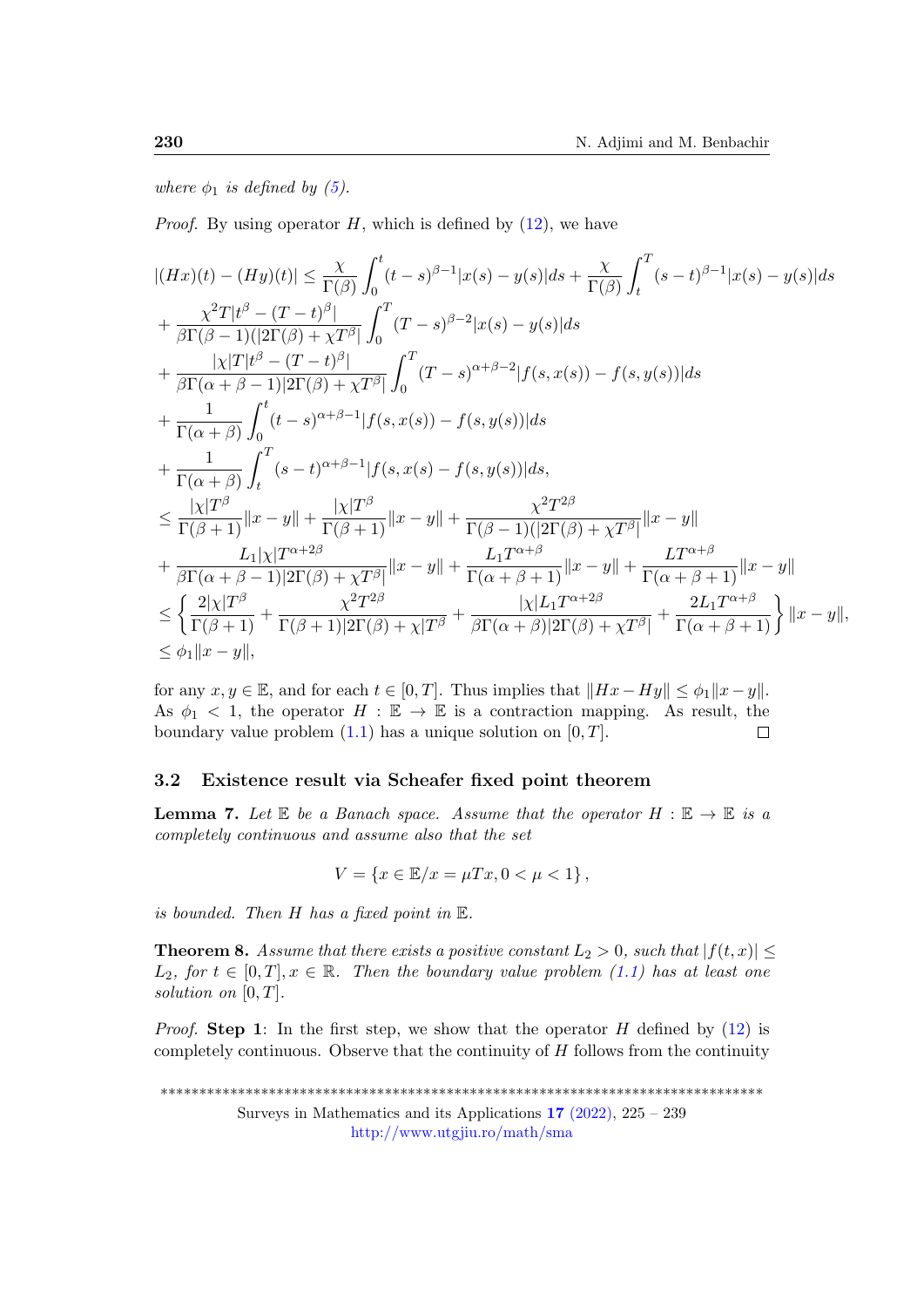*where $\phi_1$ is defined by (5).*

*Proof.* By using operator $H$, which is defined by (12), we have

$$
\begin{aligned}
|(Hx)(t) - (Hy)(t)| &\leq \frac{\chi}{\Gamma(\beta)} \int_0^t (t-s)^{\beta-1} |x(s) - y(s)| ds + \frac{\chi}{\Gamma(\beta)} \int_t^T (s-t)^{\beta-1} |x(s) - y(s)| ds \\
&+ \frac{\chi^2 T |t^\beta - (T-t)^\beta|}{\beta \Gamma(\beta-1)(|2\Gamma(\beta) + \chi T^\beta|} \int_0^T (T-s)^{\beta-2} |x(s) - y(s)| ds \\
&+ \frac{|\chi| T |t^\beta - (T-t)^\beta|}{\beta \Gamma(\alpha+\beta-1)|2\Gamma(\beta) + \chi T^\beta|} \int_0^T (T-s)^{\alpha+\beta-2} |f(s, x(s)) - f(s, y(s))| ds \\
&+ \frac{1}{\Gamma(\alpha+\beta)} \int_0^t (t-s)^{\alpha+\beta-1} |f(s, x(s)) - f(s, y(s))| ds \\
&+ \frac{1}{\Gamma(\alpha+\beta)} \int_t^T (s-t)^{\alpha+\beta-1} |f(s, x(s) - f(s, y(s))| ds, \\
&\leq \frac{|\chi| T^\beta}{\Gamma(\beta+1)} \|x-y\| + \frac{|\chi| T^\beta}{\Gamma(\beta+1)} \|x-y\| + \frac{\chi^2 T^{2\beta}}{\Gamma(\beta-1)(|2\Gamma(\beta) + \chi T^\beta|} \|x-y\| \\
&+ \frac{L_1 |\chi| T^{\alpha+2\beta}}{\beta \Gamma(\alpha+\beta-1)|2\Gamma(\beta) + \chi T^\beta|} \|x-y\| + \frac{L_1 T^{\alpha+\beta}}{\Gamma(\alpha+\beta+1)} \|x-y\| + \frac{L T^{\alpha+\beta}}{\Gamma(\alpha+\beta+1)} \|x-y\| \\
&\leq \left\{ \frac{2|\chi| T^\beta}{\Gamma(\beta+1)} + \frac{\chi^2 T^{2\beta}}{\Gamma(\beta+1)|2\Gamma(\beta) + \chi| T^\beta} + \frac{|\chi| L_1 T^{\alpha+2\beta}}{\beta \Gamma(\alpha+\beta)|2\Gamma(\beta) + \chi T^\beta|} + \frac{2 L_1 T^{\alpha+\beta}}{\Gamma(\alpha+\beta+1)} \right\} \|x-y\|, \\
&\leq \phi_1 \|x-y\|,
\end{aligned}
$$

for any $x, y \in \mathbb{E}$, and for each $t \in [0,T]$. Thus implies that $\|Hx - Hy\| \leq \phi_1 \|x-y\|$. As $\phi_1 < 1$, the operator $H : \mathbb{E} \to \mathbb{E}$ is a contraction mapping. As result, the boundary value problem (1.1) has a unique solution on $[0,T]$. $\square$

### 3.2 Existence result via Scheafer fixed point theorem

**Lemma 7.** *Let $\mathbb{E}$ be a Banach space. Assume that the operator $H : \mathbb{E} \to \mathbb{E}$ is a completely continuous and assume also that the set*

$$V = \{x \in \mathbb{E}/x = \mu T x, 0 < \mu < 1\},$$

*is bounded. Then $H$ has a fixed point in $\mathbb{E}$.*

**Theorem 8.** *Assume that there exists a positive constant $L_2 > 0$, such that $|f(t,x)| \leq L_2$, for $t \in [0,T], x \in \mathbb{R}$. Then the boundary value problem (1.1) has at least one solution on $[0,T]$.*

*Proof.* **Step 1**: In the first step, we show that the operator $H$ defined by (12) is completely continuous. Observe that the continuity of $H$ follows from the continuity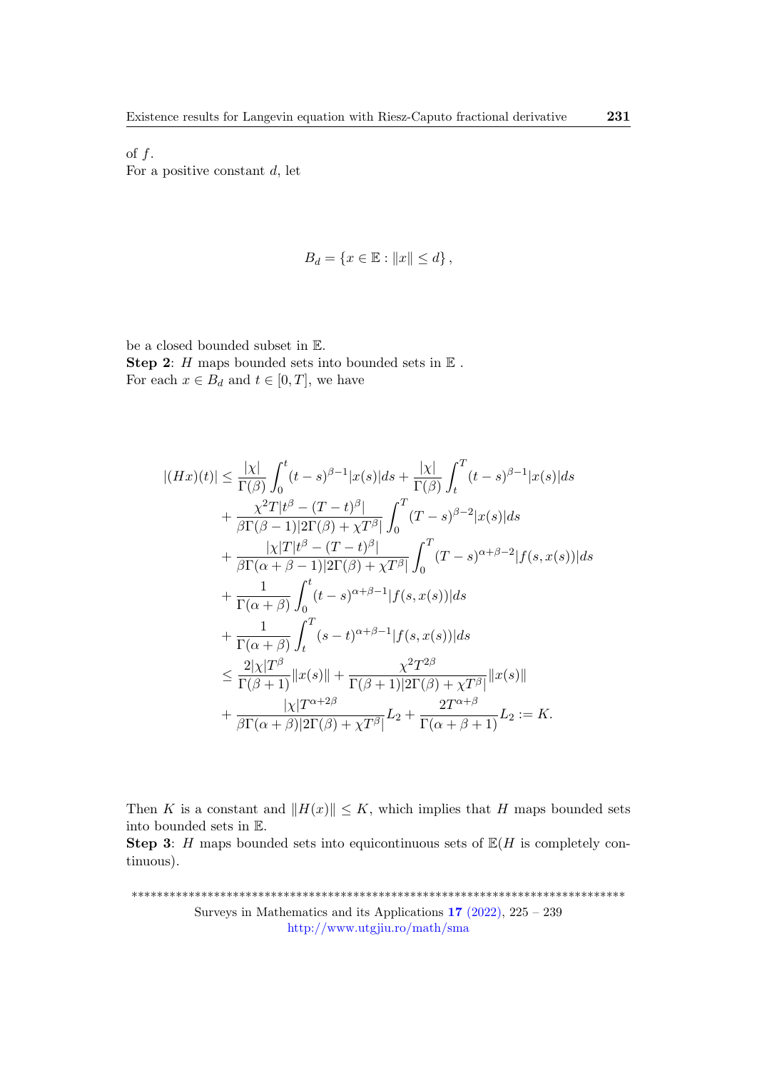of $f$.
For a positive constant $d$, let

$$B_d = \{x \in \mathbb{E} : \|x\| \leq d\},$$

be a closed bounded subset in $\mathbb{E}$.
**Step 2**: $H$ maps bounded sets into bounded sets in $\mathbb{E}$ .
For each $x \in B_d$ and $t \in [0, T]$, we have

$$\begin{aligned}
|(Hx)(t)| &\leq \frac{|\chi|}{\Gamma(\beta)} \int_0^t (t-s)^{\beta-1} |x(s)| ds + \frac{|\chi|}{\Gamma(\beta)} \int_t^T (t-s)^{\beta-1} |x(s)| ds \\
&+ \frac{\chi^2 T |t^\beta - (T-t)^\beta|}{\beta \Gamma(\beta-1) |2\Gamma(\beta) + \chi T^\beta|} \int_0^T (T-s)^{\beta-2} |x(s)| ds \\
&+ \frac{|\chi| T |t^\beta - (T-t)^\beta|}{\beta \Gamma(\alpha+\beta-1) |2\Gamma(\beta) + \chi T^\beta|} \int_0^T (T-s)^{\alpha+\beta-2} |f(s, x(s))| ds \\
&+ \frac{1}{\Gamma(\alpha+\beta)} \int_0^t (t-s)^{\alpha+\beta-1} |f(s, x(s))| ds \\
&+ \frac{1}{\Gamma(\alpha+\beta)} \int_t^T (s-t)^{\alpha+\beta-1} |f(s, x(s))| ds \\
&\leq \frac{2|\chi| T^\beta}{\Gamma(\beta+1)} \|x(s)\| + \frac{\chi^2 T^{2\beta}}{\Gamma(\beta+1) |2\Gamma(\beta) + \chi T^\beta|} \|x(s)\| \\
&+ \frac{|\chi| T^{\alpha+2\beta}}{\beta \Gamma(\alpha+\beta) |2\Gamma(\beta) + \chi T^\beta|} L_2 + \frac{2T^{\alpha+\beta}}{\Gamma(\alpha+\beta+1)} L_2 := K.
\end{aligned}$$

Then $K$ is a constant and $\|H(x)\| \leq K$, which implies that $H$ maps bounded sets into bounded sets in $\mathbb{E}$.
**Step 3**: $H$ maps bounded sets into equicontinuous sets of $\mathbb{E}$($H$ is completely continuous).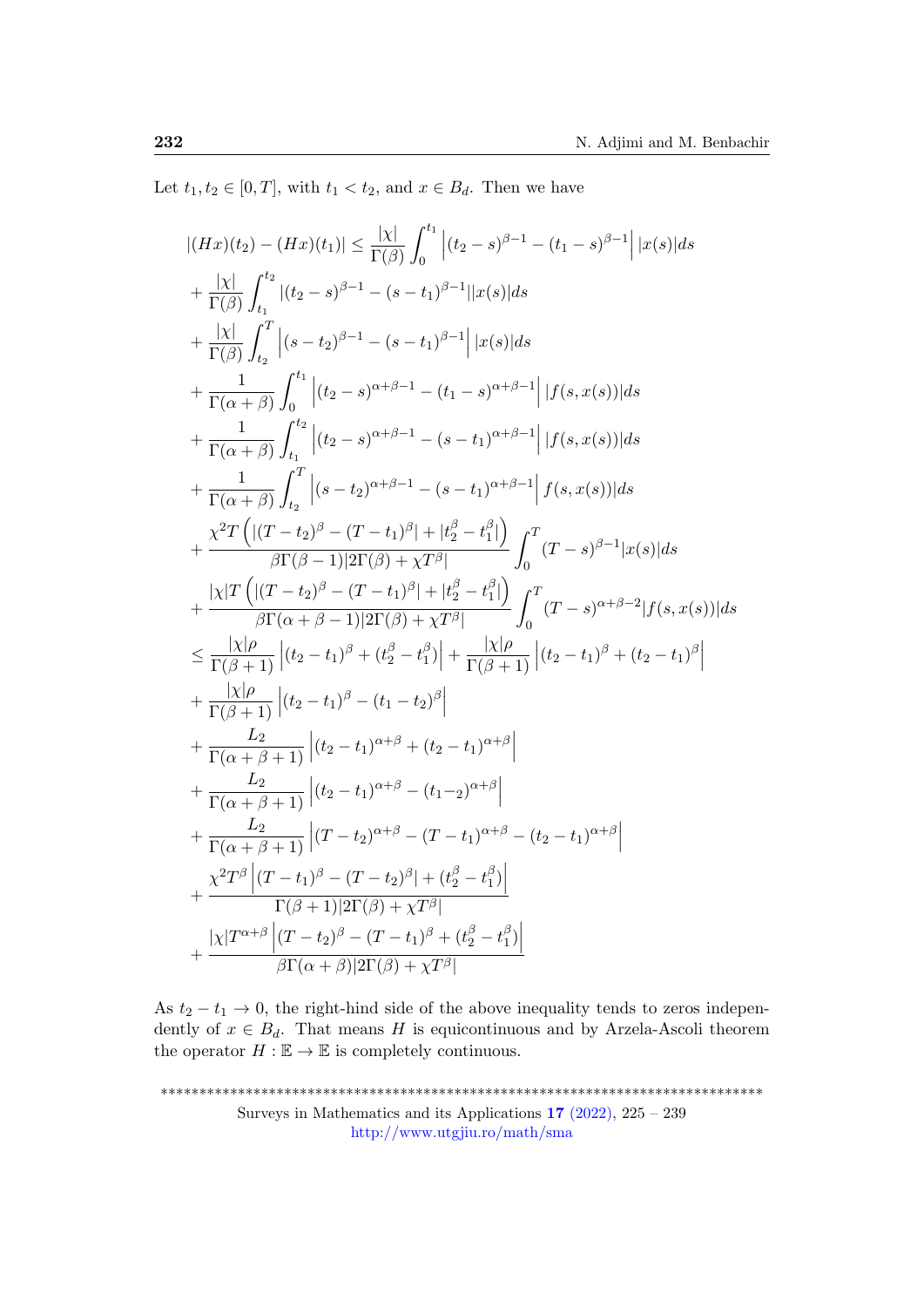Let $t_1, t_2 \in [0,T]$, with $t_1 < t_2$, and $x \in B_d$. Then we have

$$
\begin{aligned}
|(Hx)(t_2) - (Hx)(t_1)| &\leq \frac{|\chi|}{\Gamma(\beta)} \int_0^{t_1} \left| (t_2 - s)^{\beta-1} - (t_1 - s)^{\beta-1} \right| |x(s)| ds \\
&+ \frac{|\chi|}{\Gamma(\beta)} \int_{t_1}^{t_2} |(t_2 - s)^{\beta-1} - (s - t_1)^{\beta-1}| |x(s)| ds \\
&+ \frac{|\chi|}{\Gamma(\beta)} \int_{t_2}^{T} \left| (s - t_2)^{\beta-1} - (s - t_1)^{\beta-1} \right| |x(s)| ds \\
&+ \frac{1}{\Gamma(\alpha+\beta)} \int_0^{t_1} \left| (t_2 - s)^{\alpha+\beta-1} - (t_1 - s)^{\alpha+\beta-1} \right| |f(s, x(s))| ds \\
&+ \frac{1}{\Gamma(\alpha+\beta)} \int_{t_1}^{t_2} \left| (t_2 - s)^{\alpha+\beta-1} - (s - t_1)^{\alpha+\beta-1} \right| |f(s, x(s))| ds \\
&+ \frac{1}{\Gamma(\alpha+\beta)} \int_{t_2}^{T} \left| (s - t_2)^{\alpha+\beta-1} - (s - t_1)^{\alpha+\beta-1} \right| f(s, x(s)) | ds \\
&+ \frac{\chi^2 T \left( |(T - t_2)^{\beta} - (T - t_1)^{\beta}| + |t_2^{\beta} - t_1^{\beta}| \right)}{\beta \Gamma(\beta - 1) |2\Gamma(\beta) + \chi T^{\beta}|} \int_0^T (T - s)^{\beta-1} |x(s)| ds \\
&+ \frac{|\chi| T \left( |(T - t_2)^{\beta} - (T - t_1)^{\beta}| + |t_2^{\beta} - t_1^{\beta}| \right)}{\beta \Gamma(\alpha + \beta - 1) |2\Gamma(\beta) + \chi T^{\beta}|} \int_0^T (T - s)^{\alpha+\beta-2} |f(s, x(s))| ds \\
&\leq \frac{|\chi| \rho}{\Gamma(\beta+1)} \left| (t_2 - t_1)^{\beta} + (t_2^{\beta} - t_1^{\beta}) \right| + \frac{|\chi| \rho}{\Gamma(\beta+1)} \left| (t_2 - t_1)^{\beta} + (t_2 - t_1)^{\beta} \right| \\
&+ \frac{|\chi| \rho}{\Gamma(\beta+1)} \left| (t_2 - t_1)^{\beta} - (t_1 - t_2)^{\beta} \right| \\
&+ \frac{L_2}{\Gamma(\alpha+\beta+1)} \left| (t_2 - t_1)^{\alpha+\beta} + (t_2 - t_1)^{\alpha+\beta} \right| \\
&+ \frac{L_2}{\Gamma(\alpha+\beta+1)} \left| (t_2 - t_1)^{\alpha+\beta} - (t_{1-2})^{\alpha+\beta} \right| \\
&+ \frac{L_2}{\Gamma(\alpha+\beta+1)} \left| (T - t_2)^{\alpha+\beta} - (T - t_1)^{\alpha+\beta} - (t_2 - t_1)^{\alpha+\beta} \right| \\
&+ \frac{\chi^2 T^{\beta} \left| (T - t_1)^{\beta} - (T - t_2)^{\beta} | + (t_2^{\beta} - t_1^{\beta}) \right|}{\Gamma(\beta+1) |2\Gamma(\beta) + \chi T^{\beta}|} \\
&+ \frac{|\chi| T^{\alpha+\beta} \left| (T - t_2)^{\beta} - (T - t_1)^{\beta} + (t_2^{\beta} - t_1^{\beta}) \right|}{\beta \Gamma(\alpha+\beta) |2\Gamma(\beta) + \chi T^{\beta}|}
\end{aligned}
$$

As $t_2 - t_1 \to 0$, the right-hind side of the above inequality tends to zeros independently of $x \in B_d$. That means $H$ is equicontinuous and by Arzela-Ascoli theorem the operator $H : \mathbb{E} \to \mathbb{E}$ is completely continuous.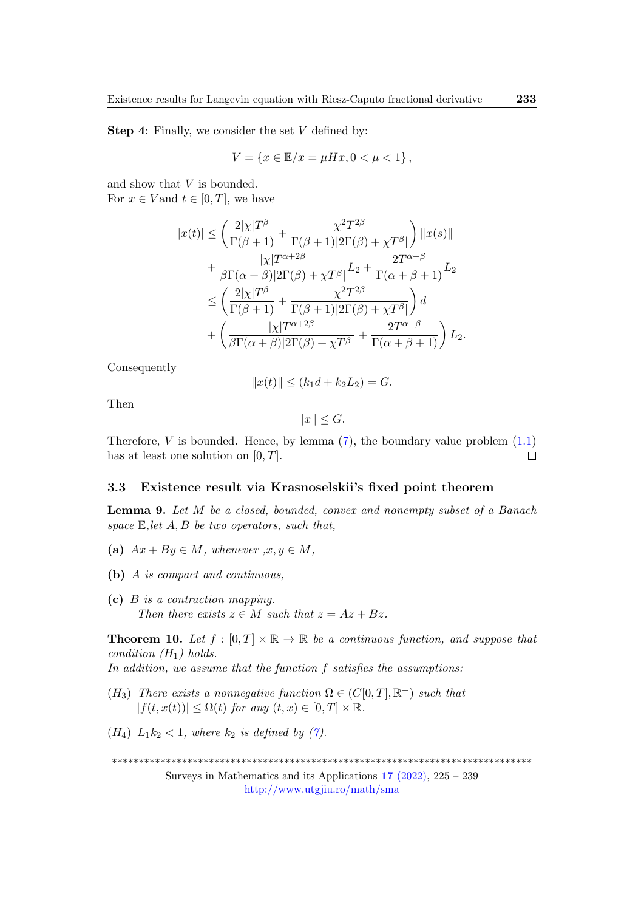**Step 4**: Finally, we consider the set $V$ defined by:

$$V = \{x \in \mathbb{E}/x = \mu Hx, 0 < \mu < 1\},$$

and show that $V$ is bounded.
For $x \in V$ and $t \in [0,T]$, we have

$$\begin{aligned}
|x(t)| &\leq \left(\frac{2|\chi|T^{\beta}}{\Gamma(\beta+1)} + \frac{\chi^2 T^{2\beta}}{\Gamma(\beta+1)|2\Gamma(\beta)+\chi T^{\beta}|}\right)\|x(s)\| \\
&\quad + \frac{|\chi|T^{\alpha+2\beta}}{\beta\Gamma(\alpha+\beta)|2\Gamma(\beta)+\chi T^{\beta}|}L_2 + \frac{2T^{\alpha+\beta}}{\Gamma(\alpha+\beta+1)}L_2 \\
&\leq \left(\frac{2|\chi|T^{\beta}}{\Gamma(\beta+1)} + \frac{\chi^2 T^{2\beta}}{\Gamma(\beta+1)|2\Gamma(\beta)+\chi T^{\beta}|}\right)d \\
&\quad + \left(\frac{|\chi|T^{\alpha+2\beta}}{\beta\Gamma(\alpha+\beta)|2\Gamma(\beta)+\chi T^{\beta}|} + \frac{2T^{\alpha+\beta}}{\Gamma(\alpha+\beta+1)}\right)L_2.
\end{aligned}$$

Consequently

$$\|x(t)\| \leq (k_1 d + k_2 L_2) = G.$$

Then

$$\|x\| \leq G.$$

Therefore, $V$ is bounded. Hence, by lemma (7), the boundary value problem (1.1) has at least one solution on $[0,T]$. □

### 3.3 Existence result via Krasnoselskii's fixed point theorem

**Lemma 9.** *Let $M$ be a closed, bounded, convex and nonempty subset of a Banach space $\mathbb{E}$, let $A, B$ be two operators, such that,*

- **(a)** *$Ax + By \in M$, whenever ,$x, y \in M$,*
- **(b)** *$A$ is compact and continuous,*
- **(c)** *$B$ is a contraction mapping.*
  *Then there exists $z \in M$ such that $z = Az + Bz$.*

**Theorem 10.** *Let $f : [0,T] \times \mathbb{R} \to \mathbb{R}$ be a continuous function, and suppose that condition $(H_1)$ holds.*
*In addition, we assume that the function $f$ satisfies the assumptions:*

- $(H_3)$ *There exists a nonnegative function $\Omega \in (C[0,T], \mathbb{R}^+)$ such that $|f(t,x(t))| \leq \Omega(t)$ for any $(t,x) \in [0,T] \times \mathbb{R}$.*
- $(H_4)$ *$L_1 k_2 < 1$, where $k_2$ is defined by (7).*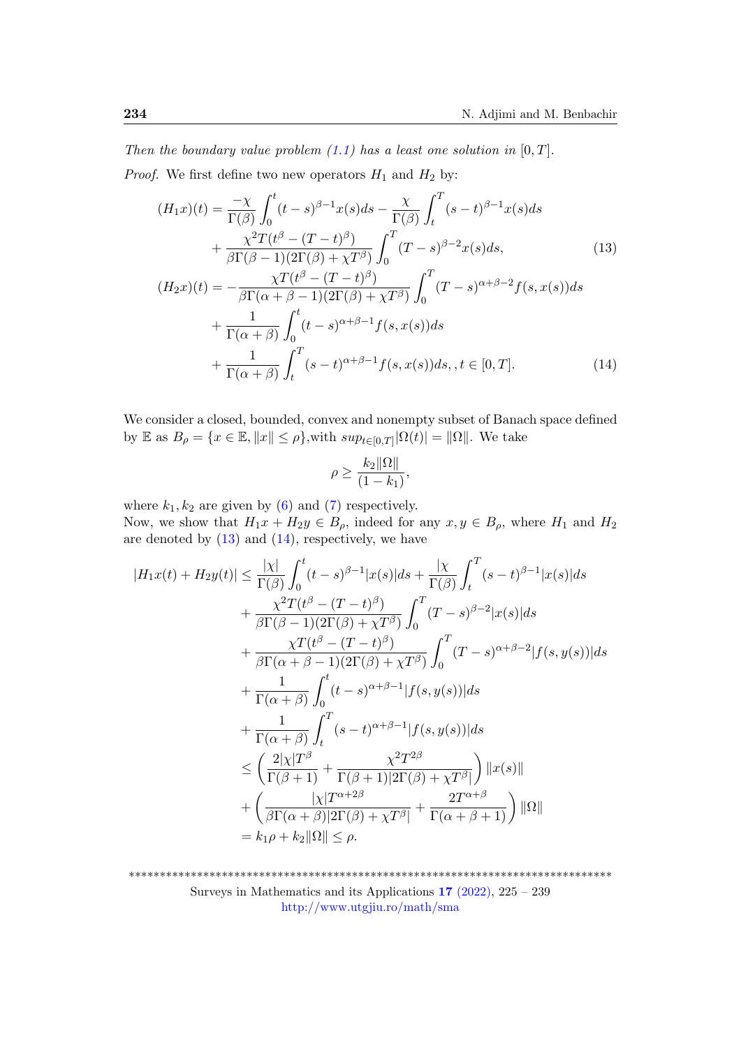*Then the boundary value problem (1.1) has a least one solution in* $[0,T]$.

*Proof.* We first define two new operators $H_1$ and $H_2$ by:

$$
\begin{aligned}
(H_1x)(t) &= \frac{-\chi}{\Gamma(\beta)}\int_0^t (t-s)^{\beta-1}x(s)ds - \frac{\chi}{\Gamma(\beta)}\int_t^T (s-t)^{\beta-1}x(s)ds \\
&\quad + \frac{\chi^2 T(t^\beta - (T-t)^\beta)}{\beta\Gamma(\beta-1)(2\Gamma(\beta)+\chi T^\beta)}\int_0^T (T-s)^{\beta-2}x(s)ds, \qquad (13)\\
(H_2x)(t) &= -\frac{\chi T(t^\beta - (T-t)^\beta)}{\beta\Gamma(\alpha+\beta-1)(2\Gamma(\beta)+\chi T^\beta)}\int_0^T (T-s)^{\alpha+\beta-2}f(s,x(s))ds \\
&\quad + \frac{1}{\Gamma(\alpha+\beta)}\int_0^t (t-s)^{\alpha+\beta-1}f(s,x(s))ds \\
&\quad + \frac{1}{\Gamma(\alpha+\beta)}\int_t^T (s-t)^{\alpha+\beta-1}f(s,x(s))ds, , t\in[0,T]. \qquad (14)
\end{aligned}
$$

We consider a closed, bounded, convex and nonempty subset of Banach space defined by $\mathbb{E}$ as $B_\rho = \{x \in \mathbb{E}, \|x\| \leq \rho\}$,with $sup_{t\in[0,T]}|\Omega(t)| = \|\Omega\|$. We take

$$
\rho \geq \frac{k_2\|\Omega\|}{(1-k_1)},
$$

where $k_1, k_2$ are given by (6) and (7) respectively.
Now, we show that $H_1x + H_2y \in B_\rho$, indeed for any $x, y \in B_\rho$, where $H_1$ and $H_2$ are denoted by (13) and (14), respectively, we have

$$
\begin{aligned}
|H_1x(t) + H_2y(t)| &\leq \frac{|\chi|}{\Gamma(\beta)}\int_0^t (t-s)^{\beta-1}|x(s)|ds + \frac{|\chi}{\Gamma(\beta)}\int_t^T (s-t)^{\beta-1}|x(s)|ds \\
&\quad + \frac{\chi^2 T(t^\beta - (T-t)^\beta)}{\beta\Gamma(\beta-1)(2\Gamma(\beta)+\chi T^\beta)}\int_0^T (T-s)^{\beta-2}|x(s)|ds \\
&\quad + \frac{\chi T(t^\beta - (T-t)^\beta)}{\beta\Gamma(\alpha+\beta-1)(2\Gamma(\beta)+\chi T^\beta)}\int_0^T (T-s)^{\alpha+\beta-2}|f(s,y(s))|ds \\
&\quad + \frac{1}{\Gamma(\alpha+\beta)}\int_0^t (t-s)^{\alpha+\beta-1}|f(s,y(s))|ds \\
&\quad + \frac{1}{\Gamma(\alpha+\beta)}\int_t^T (s-t)^{\alpha+\beta-1}|f(s,y(s))|ds \\
&\leq \left(\frac{2|\chi|T^\beta}{\Gamma(\beta+1)} + \frac{\chi^2 T^{2\beta}}{\Gamma(\beta+1)|2\Gamma(\beta)+\chi T^\beta|}\right)\|x(s)\| \\
&\quad + \left(\frac{|\chi|T^{\alpha+2\beta}}{\beta\Gamma(\alpha+\beta)|2\Gamma(\beta)+\chi T^\beta|} + \frac{2T^{\alpha+\beta}}{\Gamma(\alpha+\beta+1)}\right)\|\Omega\| \\
&= k_1\rho + k_2\|\Omega\| \leq \rho.
\end{aligned}
$$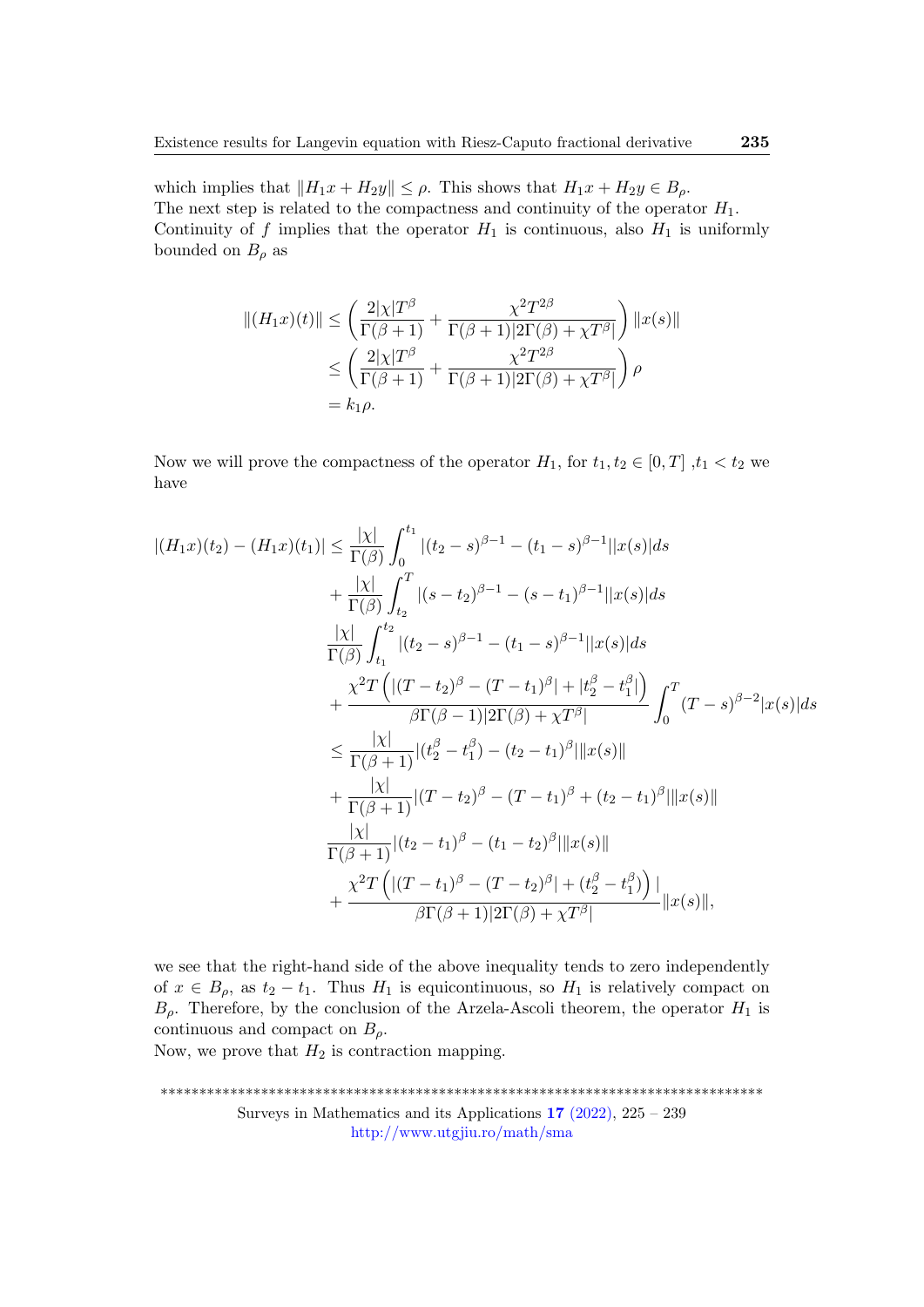which implies that $\|H_1x + H_2y\| \leq \rho$. This shows that $H_1x + H_2y \in B_\rho$.
The next step is related to the compactness and continuity of the operator $H_1$.
Continuity of $f$ implies that the operator $H_1$ is continuous, also $H_1$ is uniformly bounded on $B_\rho$ as

$$
\begin{aligned}
\|(H_1x)(t)\| &\leq \left(\frac{2|\chi|T^\beta}{\Gamma(\beta+1)} + \frac{\chi^2 T^{2\beta}}{\Gamma(\beta+1)|2\Gamma(\beta)+\chi T^\beta|}\right)\|x(s)\| \\
&\leq \left(\frac{2|\chi|T^\beta}{\Gamma(\beta+1)} + \frac{\chi^2 T^{2\beta}}{\Gamma(\beta+1)|2\Gamma(\beta)+\chi T^\beta|}\right)\rho \\
&= k_1\rho.
\end{aligned}
$$

Now we will prove the compactness of the operator $H_1$, for $t_1, t_2 \in [0, T]$ ,$t_1 < t_2$ we have

$$
\begin{aligned}
|(H_1x)(t_2) - (H_1x)(t_1)| &\leq \frac{|\chi|}{\Gamma(\beta)}\int_0^{t_1} |(t_2-s)^{\beta-1} - (t_1-s)^{\beta-1}||x(s)|ds \\
&+ \frac{|\chi|}{\Gamma(\beta)}\int_{t_2}^{T} |(s-t_2)^{\beta-1} - (s-t_1)^{\beta-1}||x(s)|ds \\
&\frac{|\chi|}{\Gamma(\beta)}\int_{t_1}^{t_2} |(t_2-s)^{\beta-1} - (t_1-s)^{\beta-1}||x(s)|ds \\
&+ \frac{\chi^2 T\left(|(T-t_2)^\beta - (T-t_1)^\beta| + |t_2^\beta - t_1^\beta|\right)}{\beta\Gamma(\beta-1)|2\Gamma(\beta)+\chi T^\beta|}\int_0^T (T-s)^{\beta-2}|x(s)|ds \\
&\leq \frac{|\chi|}{\Gamma(\beta+1)}|(t_2^\beta - t_1^\beta) - (t_2-t_1)^\beta|\|x(s)\| \\
&+ \frac{|\chi|}{\Gamma(\beta+1)}|(T-t_2)^\beta - (T-t_1)^\beta + (t_2-t_1)^\beta|\|x(s)\| \\
&\frac{|\chi|}{\Gamma(\beta+1)}|(t_2-t_1)^\beta - (t_1-t_2)^\beta|\|x(s)\| \\
&+ \frac{\chi^2 T\left(|(T-t_1)^\beta - (T-t_2)^\beta| + (t_2^\beta - t_1^\beta)\right)|}{\beta\Gamma(\beta+1)|2\Gamma(\beta)+\chi T^\beta|}\|x(s)\|,
\end{aligned}
$$

we see that the right-hand side of the above inequality tends to zero independently of $x \in B_\rho$, as $t_2 - t_1$. Thus $H_1$ is equicontinuous, so $H_1$ is relatively compact on $B_\rho$. Therefore, by the conclusion of the Arzela-Ascoli theorem, the operator $H_1$ is continuous and compact on $B_\rho$.
Now, we prove that $H_2$ is contraction mapping.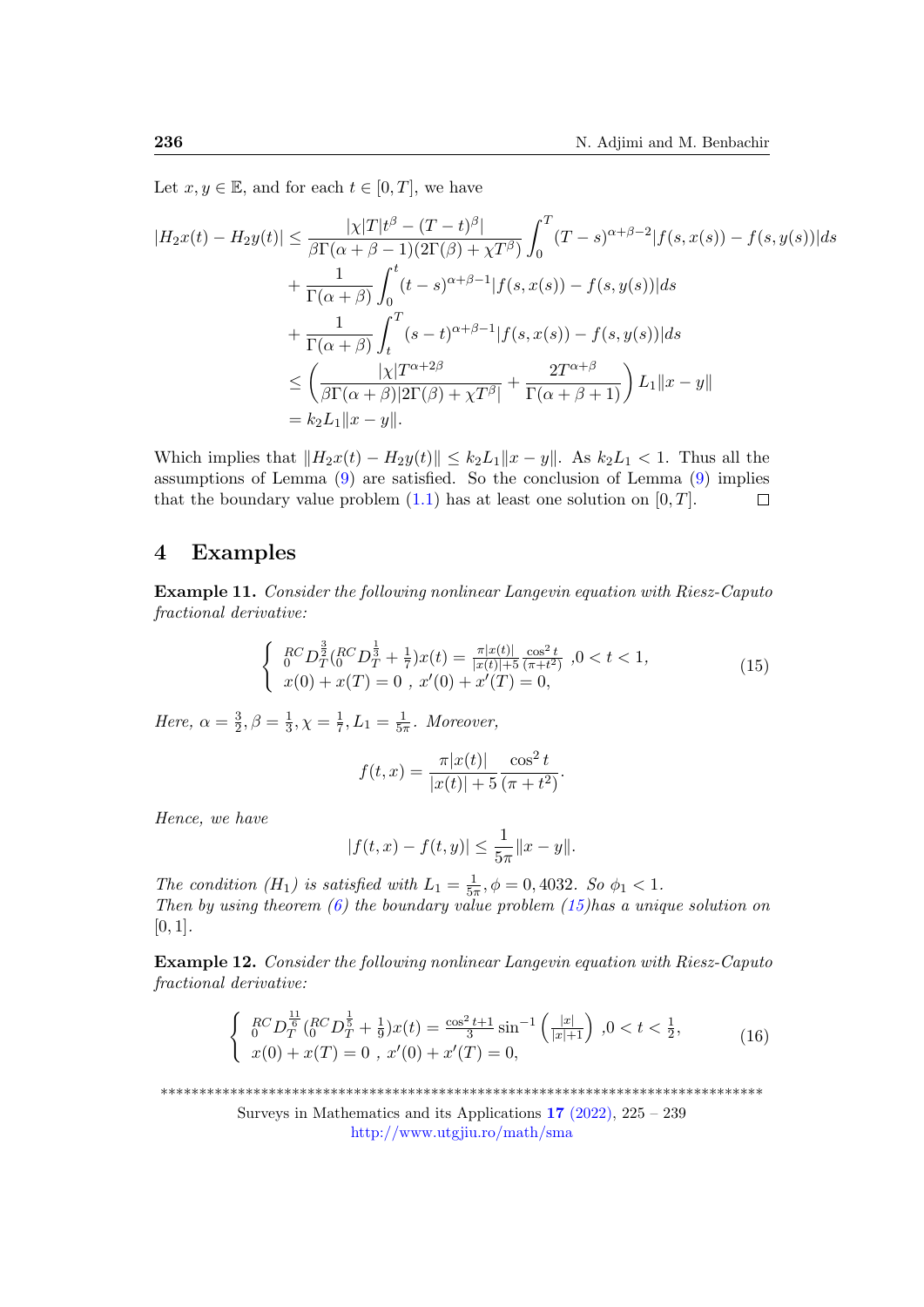Let $x, y \in \mathbb{E}$, and for each $t \in [0, T]$, we have

$$
\begin{aligned}
|H_2x(t) - H_2y(t)| &\leq \frac{|\chi|T|t^{\beta} - (T-t)^{\beta}|}{\beta\Gamma(\alpha+\beta-1)(2\Gamma(\beta)+\chi T^{\beta})} \int_0^T (T-s)^{\alpha+\beta-2}|f(s,x(s)) - f(s,y(s))|ds \\
&+ \frac{1}{\Gamma(\alpha+\beta)} \int_0^t (t-s)^{\alpha+\beta-1}|f(s,x(s)) - f(s,y(s))|ds \\
&+ \frac{1}{\Gamma(\alpha+\beta)} \int_t^T (s-t)^{\alpha+\beta-1}|f(s,x(s)) - f(s,y(s))|ds \\
&\leq \left( \frac{|\chi|T^{\alpha+2\beta}}{\beta\Gamma(\alpha+\beta)|2\Gamma(\beta)+\chi T^{\beta}|} + \frac{2T^{\alpha+\beta}}{\Gamma(\alpha+\beta+1)} \right) L_1\|x-y\| \\
&= k_2L_1\|x-y\|.
\end{aligned}
$$

Which implies that $\|H_2x(t) - H_2y(t)\| \leq k_2L_1\|x-y\|$. As $k_2L_1 < 1$. Thus all the assumptions of Lemma (9) are satisfied. So the conclusion of Lemma (9) implies that the boundary value problem (1.1) has at least one solution on $[0,T]$. □

## 4 Examples

**Example 11.** *Consider the following nonlinear Langevin equation with Riesz-Caputo fractional derivative:*

$$
\begin{cases} {}_0^{RC}D_T^{\frac{3}{2}}({}_0^{RC}D_T^{\frac{1}{3}} + \frac{1}{7})x(t) = \frac{\pi|x(t)|}{|x(t)|+5}\frac{\cos^2 t}{(\pi+t^2)} \ ,0 < t < 1, \\ x(0) + x(T) = 0 \ , \ x'(0) + x'(T) = 0, \end{cases} \tag{15}
$$

*Here,* $\alpha = \frac{3}{2}, \beta = \frac{1}{3}, \chi = \frac{1}{7}, L_1 = \frac{1}{5\pi}$. *Moreover,*

$$
f(t,x) = \frac{\pi|x(t)|}{|x(t)|+5}\frac{\cos^2 t}{(\pi+t^2)}.
$$

*Hence, we have*

$$
|f(t,x) - f(t,y)| \leq \frac{1}{5\pi}\|x-y\|.
$$

*The condition* $(H_1)$ *is satisfied with* $L_1 = \frac{1}{5\pi}, \phi = 0,4032$. *So* $\phi_1 < 1$.
*Then by using theorem (6) the boundary value problem (15)has a unique solution on* $[0,1]$.

**Example 12.** *Consider the following nonlinear Langevin equation with Riesz-Caputo fractional derivative:*

$$
\begin{cases} {}_0^{RC}D_T^{\frac{11}{6}}({}_0^{RC}D_T^{\frac{1}{5}} + \frac{1}{9})x(t) = \frac{\cos^2 t+1}{3}\sin^{-1}\left(\frac{|x|}{|x|+1}\right) \ ,0 < t < \frac{1}{2}, \\ x(0) + x(T) = 0 \ , \ x'(0) + x'(T) = 0, \end{cases} \tag{16}
$$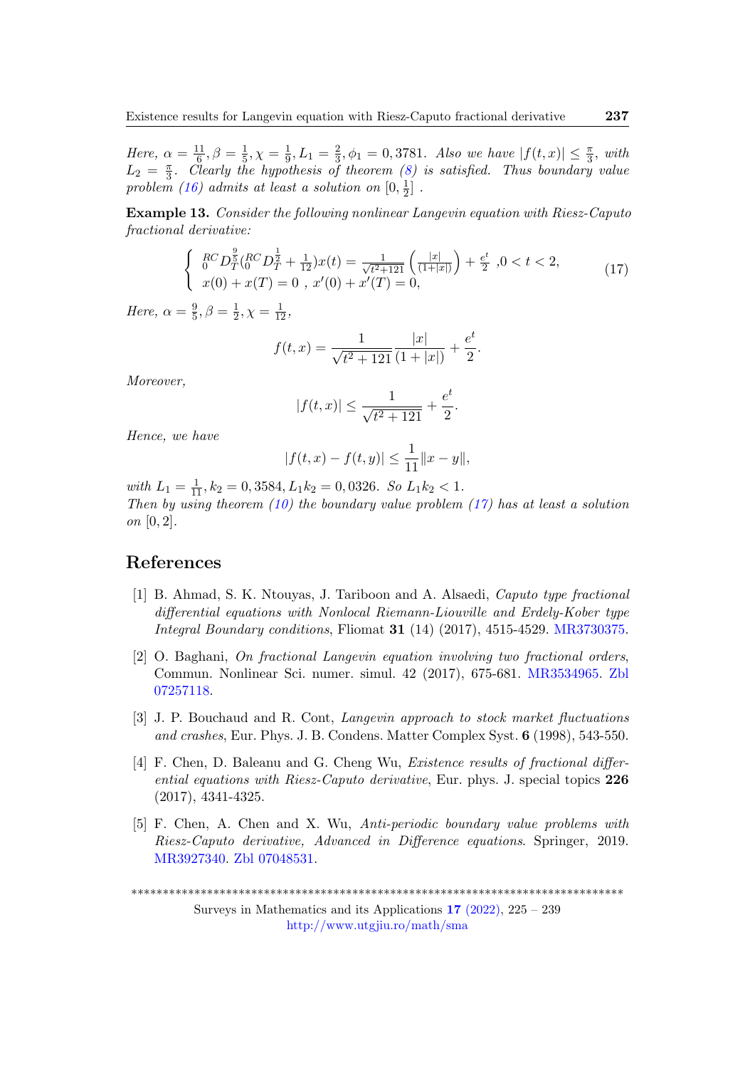*Here,* $\alpha = \frac{11}{6}, \beta = \frac{1}{5}, \chi = \frac{1}{9}, L_1 = \frac{2}{3}, \phi_1 = 0,3781$. *Also we have* $|f(t,x)| \le \frac{\pi}{3}$, *with* $L_2 = \frac{\pi}{3}$. *Clearly the hypothesis of theorem (8) is satisfied. Thus boundary value problem (16) admits at least a solution on* $[0, \frac{1}{2}]$ .

**Example 13.** *Consider the following nonlinear Langevin equation with Riesz-Caputo fractional derivative:*

$$\begin{cases} {}_{0}^{RC}D_{T}^{\frac{9}{5}}({}_{0}^{RC}D_{T}^{\frac{1}{2}} + \frac{1}{12})x(t) = \frac{1}{\sqrt{t^2+121}}\left(\frac{|x|}{(1+|x|)}\right) + \frac{e^t}{2} \ ,0 < t < 2, \\ x(0) + x(T) = 0 \ , \ x'(0) + x'(T) = 0, \end{cases} \tag{17}$$

*Here,* $\alpha = \frac{9}{5}, \beta = \frac{1}{2}, \chi = \frac{1}{12}$,

$$f(t,x) = \frac{1}{\sqrt{t^2+121}} \frac{|x|}{(1+|x|)} + \frac{e^t}{2}.$$

*Moreover,*

$$|f(t,x)| \le \frac{1}{\sqrt{t^2+121}} + \frac{e^t}{2}.$$

*Hence, we have*

$$|f(t,x) - f(t,y)| \le \frac{1}{11}\|x-y\|,$$

*with* $L_1 = \frac{1}{11}, k_2 = 0,3584, L_1 k_2 = 0,0326$. *So* $L_1 k_2 < 1$.
*Then by using theorem (10) the boundary value problem (17) has at least a solution on* $[0,2]$.

## References

[1] B. Ahmad, S. K. Ntouyas, J. Tariboon and A. Alsaedi, *Caputo type fractional differential equations with Nonlocal Riemann-Liouville and Erdely-Kober type Integral Boundary conditions*, Fliomat **31** (14) (2017), 4515-4529. MR3730375.

[2] O. Baghani, *On fractional Langevin equation involving two fractional orders*, Commun. Nonlinear Sci. numer. simul. 42 (2017), 675-681. MR3534965. Zbl 07257118.

[3] J. P. Bouchaud and R. Cont, *Langevin approach to stock market fluctuations and crashes*, Eur. Phys. J. B. Condens. Matter Complex Syst. **6** (1998), 543-550.

[4] F. Chen, D. Baleanu and G. Cheng Wu, *Existence results of fractional differential equations with Riesz-Caputo derivative*, Eur. phys. J. special topics **226** (2017), 4341-4325.

[5] F. Chen, A. Chen and X. Wu, *Anti-periodic boundary value problems with Riesz-Caputo derivative, Advanced in Difference equations*. Springer, 2019. MR3927340. Zbl 07048531.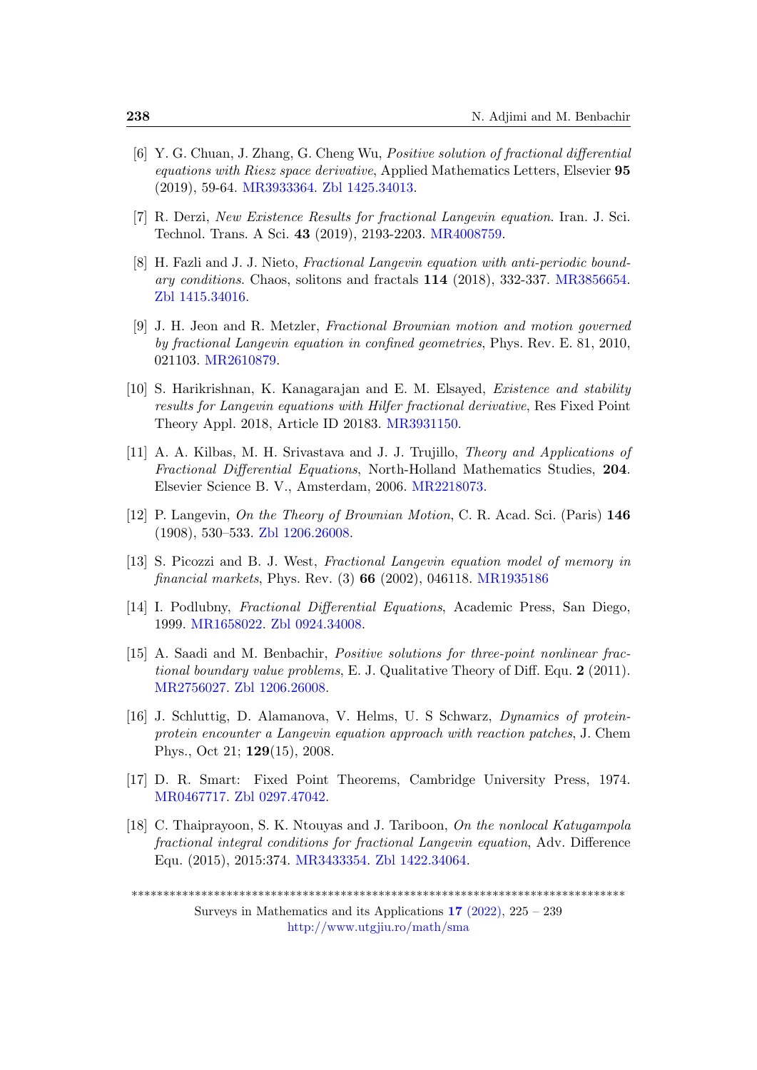[6] Y. G. Chuan, J. Zhang, G. Cheng Wu, *Positive solution of fractional differential equations with Riesz space derivative*, Applied Mathematics Letters, Elsevier **95** (2019), 59-64. MR3933364. Zbl 1425.34013.

[7] R. Derzi, *New Existence Results for fractional Langevin equation*. Iran. J. Sci. Technol. Trans. A Sci. **43** (2019), 2193-2203. MR4008759.

[8] H. Fazli and J. J. Nieto, *Fractional Langevin equation with anti-periodic boundary conditions*. Chaos, solitons and fractals **114** (2018), 332-337. MR3856654. Zbl 1415.34016.

[9] J. H. Jeon and R. Metzler, *Fractional Brownian motion and motion governed by fractional Langevin equation in confined geometries*, Phys. Rev. E. 81, 2010, 021103. MR2610879.

[10] S. Harikrishnan, K. Kanagarajan and E. M. Elsayed, *Existence and stability results for Langevin equations with Hilfer fractional derivative*, Res Fixed Point Theory Appl. 2018, Article ID 20183. MR3931150.

[11] A. A. Kilbas, M. H. Srivastava and J. J. Trujillo, *Theory and Applications of Fractional Differential Equations*, North-Holland Mathematics Studies, **204**. Elsevier Science B. V., Amsterdam, 2006. MR2218073.

[12] P. Langevin, *On the Theory of Brownian Motion*, C. R. Acad. Sci. (Paris) **146** (1908), 530–533. Zbl 1206.26008.

[13] S. Picozzi and B. J. West, *Fractional Langevin equation model of memory in financial markets*, Phys. Rev. (3) **66** (2002), 046118. MR1935186

[14] I. Podlubny, *Fractional Differential Equations*, Academic Press, San Diego, 1999. MR1658022. Zbl 0924.34008.

[15] A. Saadi and M. Benbachir, *Positive solutions for three-point nonlinear fractional boundary value problems*, E. J. Qualitative Theory of Diff. Equ. **2** (2011). MR2756027. Zbl 1206.26008.

[16] J. Schluttig, D. Alamanova, V. Helms, U. S Schwarz, *Dynamics of protein-protein encounter a Langevin equation approach with reaction patches*, J. Chem Phys., Oct 21; **129**(15), 2008.

[17] D. R. Smart: Fixed Point Theorems, Cambridge University Press, 1974. MR0467717. Zbl 0297.47042.

[18] C. Thaiprayoon, S. K. Ntouyas and J. Tariboon, *On the nonlocal Katugampola fractional integral conditions for fractional Langevin equation*, Adv. Difference Equ. (2015), 2015:374. MR3433354. Zbl 1422.34064.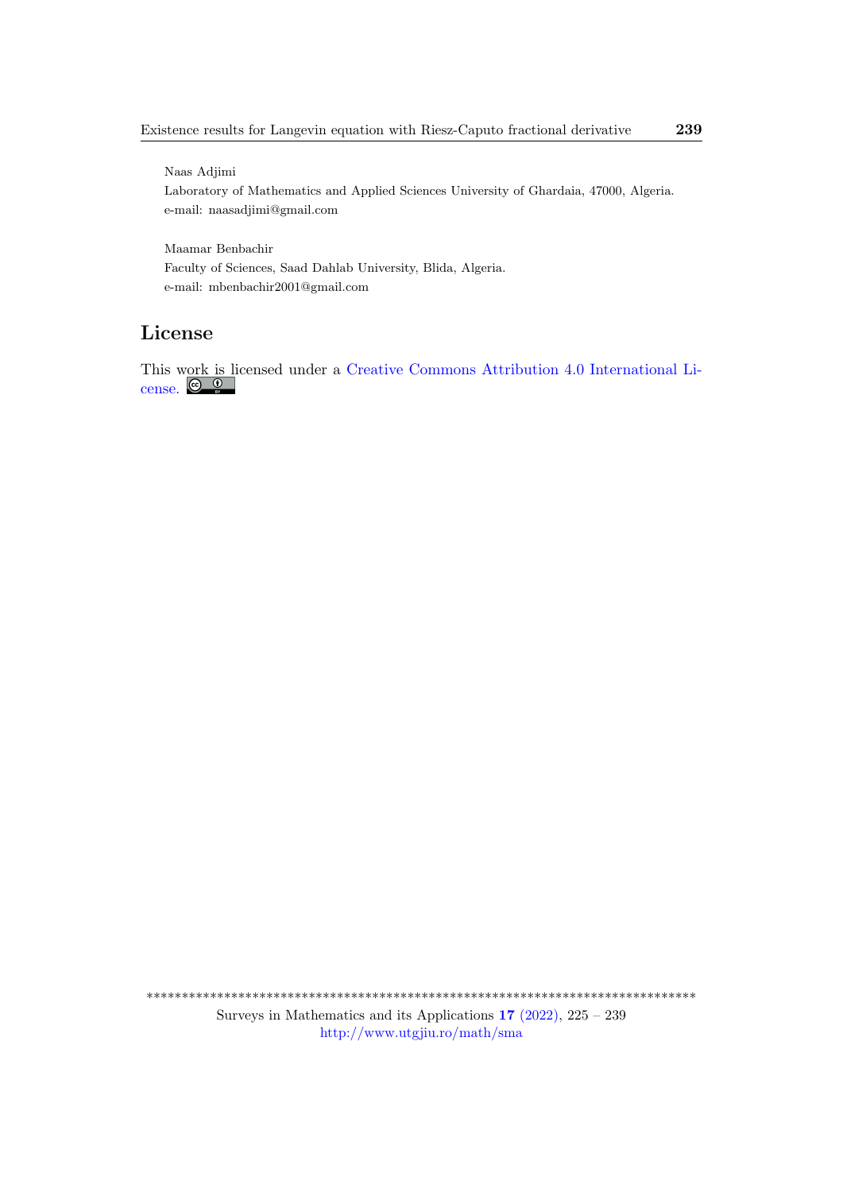Naas Adjimi

Laboratory of Mathematics and Applied Sciences University of Ghardaia, 47000, Algeria.

e-mail: naasadjimi@gmail.com

Maamar Benbachir

Faculty of Sciences, Saad Dahlab University, Blida, Algeria.

e-mail: mbenbachir2001@gmail.com

## License

This work is licensed under a Creative Commons Attribution 4.0 International License.